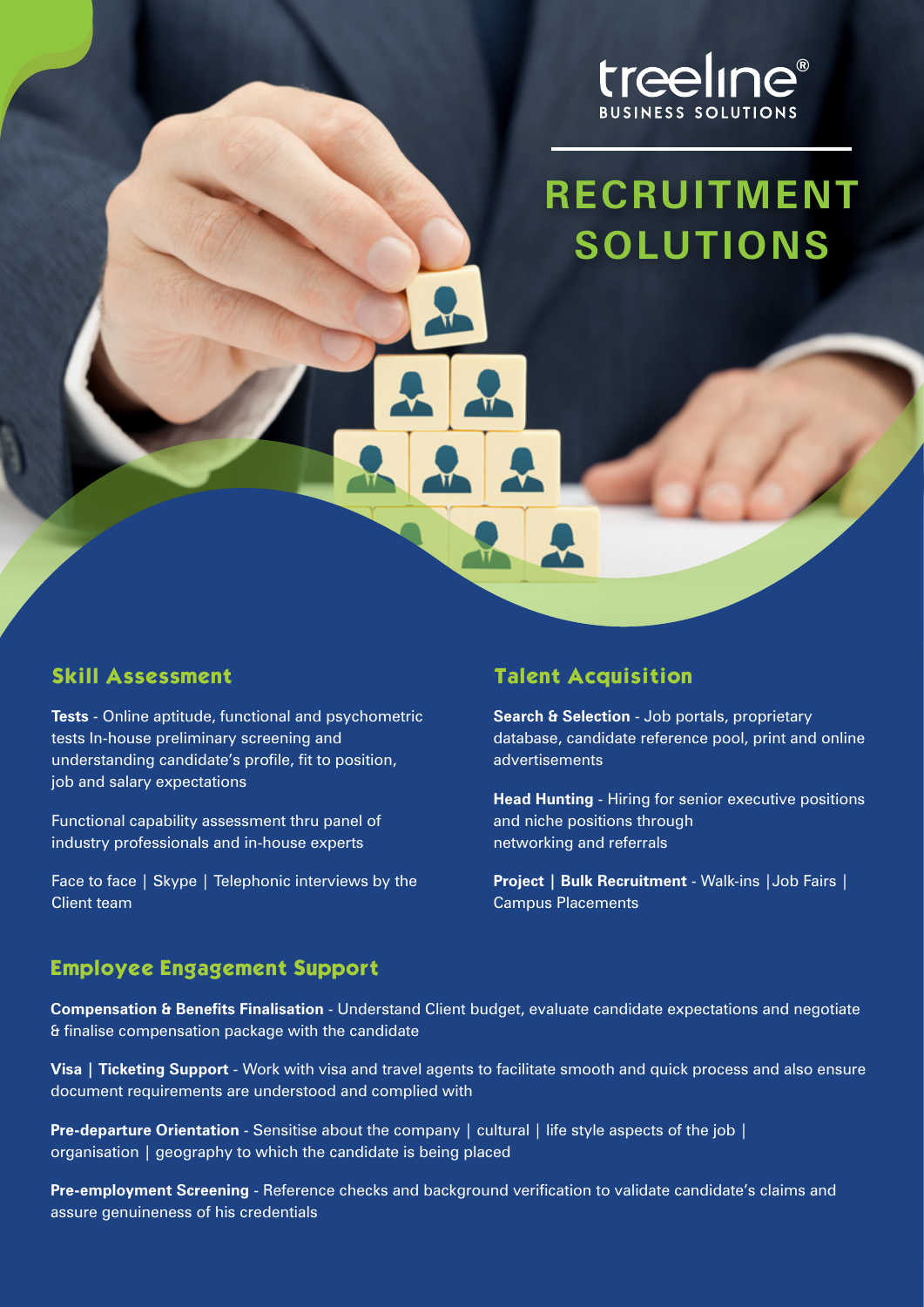treeline®
BUSINESS SOLUTIONS

# RECRUITMENT SOLUTIONS

## Skill Assessment

**Tests** - Online aptitude, functional and psychometric tests In-house preliminary screening and understanding candidate's profile, fit to position, job and salary expectations

Functional capability assessment thru panel of industry professionals and in-house experts

Face to face | Skype | Telephonic interviews by the Client team

## Talent Acquisition

**Search & Selection** - Job portals, proprietary database, candidate reference pool, print and online advertisements

**Head Hunting** - Hiring for senior executive positions and niche positions through networking and referrals

**Project | Bulk Recruitment** - Walk-ins |Job Fairs | Campus Placements

## Employee Engagement Support

**Compensation & Benefits Finalisation** - Understand Client budget, evaluate candidate expectations and negotiate & finalise compensation package with the candidate

**Visa | Ticketing Support** - Work with visa and travel agents to facilitate smooth and quick process and also ensure document requirements are understood and complied with

**Pre-departure Orientation** - Sensitise about the company | cultural | life style aspects of the job | organisation | geography to which the candidate is being placed

**Pre-employment Screening** - Reference checks and background verification to validate candidate's claims and assure genuineness of his credentials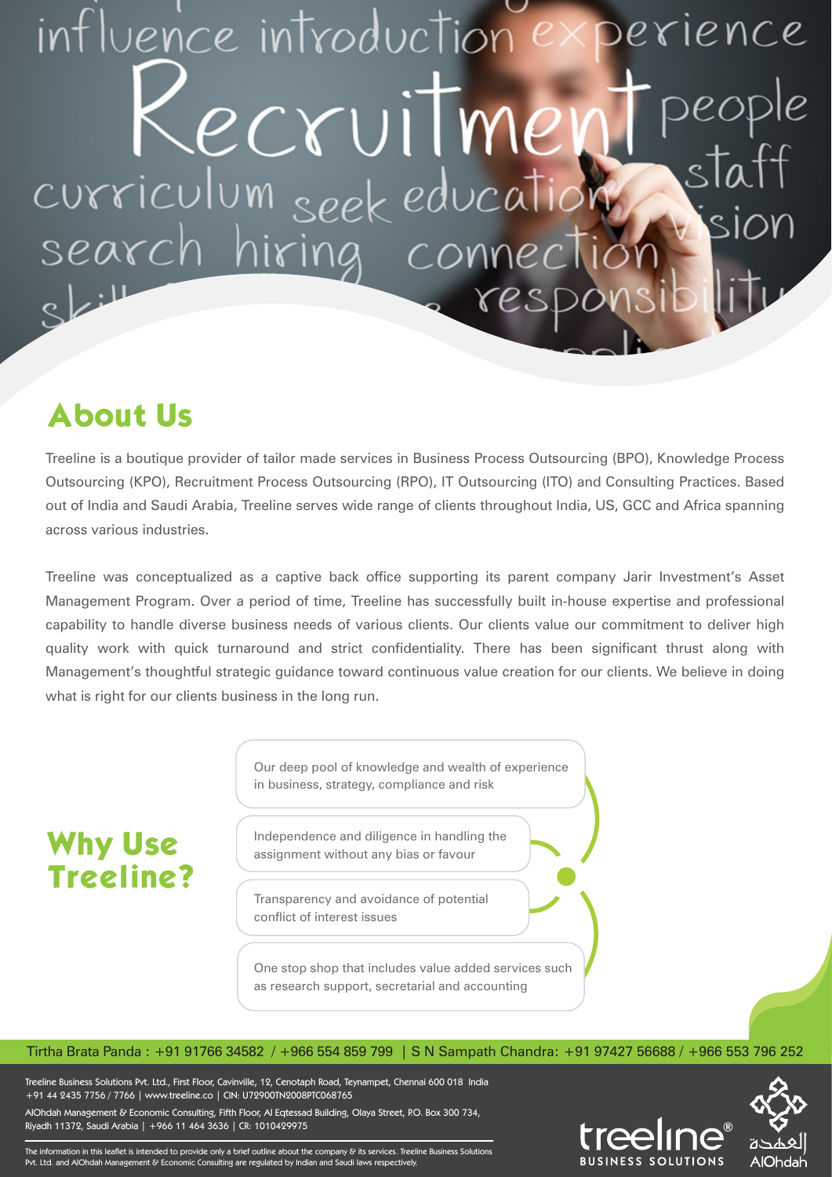## About Us

Treeline is a boutique provider of tailor made services in Business Process Outsourcing (BPO), Knowledge Process Outsourcing (KPO), Recruitment Process Outsourcing (RPO), IT Outsourcing (ITO) and Consulting Practices. Based out of India and Saudi Arabia, Treeline serves wide range of clients throughout India, US, GCC and Africa spanning across various industries.

Treeline was conceptualized as a captive back office supporting its parent company Jarir Investment's Asset Management Program. Over a period of time, Treeline has successfully built in-house expertise and professional capability to handle diverse business needs of various clients. Our clients value our commitment to deliver high quality work with quick turnaround and strict confidentiality. There has been significant thrust along with Management's thoughtful strategic guidance toward continuous value creation for our clients. We believe in doing what is right for our clients business in the long run.

## Why Use Treeline?

- Our deep pool of knowledge and wealth of experience in business, strategy, compliance and risk
- Independence and diligence in handling the assignment without any bias or favour
- Transparency and avoidance of potential conflict of interest issues
- One stop shop that includes value added services such as research support, secretarial and accounting

Tirtha Brata Panda : +91 91766 34582 / +966 554 859 799 | S N Sampath Chandra: +91 97427 56688 / +966 553 796 252

Treeline Business Solutions Pvt. Ltd., First Floor, Cavinville, 12, Cenotaph Road, Teynampet, Chennai 600 018 India
+91 44 2435 7756 / 7766 | www.treeline.co | CIN: U72900TN2008PTC068765

AlOhdah Management & Economic Consulting, Fifth Floor, Al Eqtessad Building, Olaya Street, P.O. Box 300 734, Riyadh 11372, Saudi Arabia | +966 11 464 3636 | CR: 1010429975

The information in this leaflet is intended to provide only a brief outline about the company & its services. Treeline Business Solutions Pvt. Ltd. and AlOhdah Management & Economic Consulting are regulated by Indian and Saudi laws respectively.

treeline® BUSINESS SOLUTIONS

العهدة AlOhdah